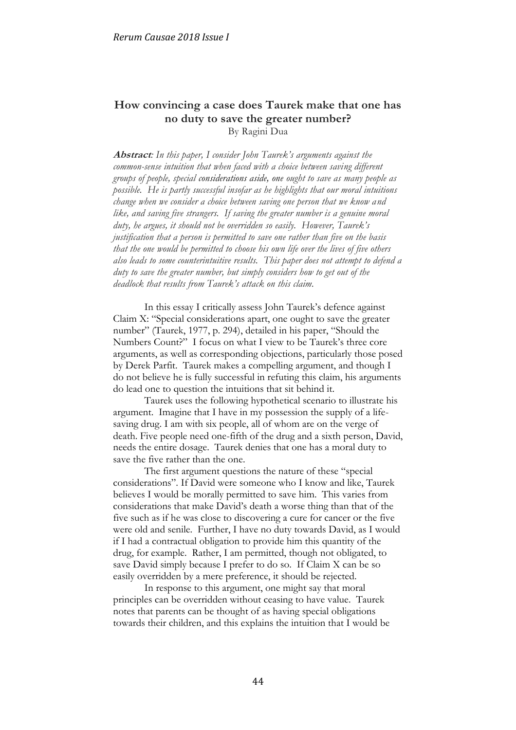# How convincing a case does Taurek make that one has no duty to save the greater number?

By Ragini Dua

***Abstract**: In this paper, I consider John Taurek's arguments against the common-sense intuition that when faced with a choice between saving different groups of people, special considerations aside, one ought to save as many people as possible. He is partly successful insofar as he highlights that our moral intuitions change when we consider a choice between saving one person that we know and like, and saving five strangers. If saving the greater number is a genuine moral duty, he argues, it should not be overridden so easily. However, Taurek's justification that a person is permitted to save one rather than five on the basis that the one would be permitted to choose his own life over the lives of five others also leads to some counterintuitive results. This paper does not attempt to defend a duty to save the greater number, but simply considers how to get out of the deadlock that results from Taurek's attack on this claim.*

In this essay I critically assess John Taurek's defence against Claim X: "Special considerations apart, one ought to save the greater number" (Taurek, 1977, p. 294), detailed in his paper, "Should the Numbers Count?" I focus on what I view to be Taurek's three core arguments, as well as corresponding objections, particularly those posed by Derek Parfit. Taurek makes a compelling argument, and though I do not believe he is fully successful in refuting this claim, his arguments do lead one to question the intuitions that sit behind it.

Taurek uses the following hypothetical scenario to illustrate his argument. Imagine that I have in my possession the supply of a life-saving drug. I am with six people, all of whom are on the verge of death. Five people need one-fifth of the drug and a sixth person, David, needs the entire dosage. Taurek denies that one has a moral duty to save the five rather than the one.

The first argument questions the nature of these "special considerations". If David were someone who I know and like, Taurek believes I would be morally permitted to save him. This varies from considerations that make David's death a worse thing than that of the five such as if he was close to discovering a cure for cancer or the five were old and senile. Further, I have no duty towards David, as I would if I had a contractual obligation to provide him this quantity of the drug, for example. Rather, I am permitted, though not obligated, to save David simply because I prefer to do so. If Claim X can be so easily overridden by a mere preference, it should be rejected.

In response to this argument, one might say that moral principles can be overridden without ceasing to have value. Taurek notes that parents can be thought of as having special obligations towards their children, and this explains the intuition that I would be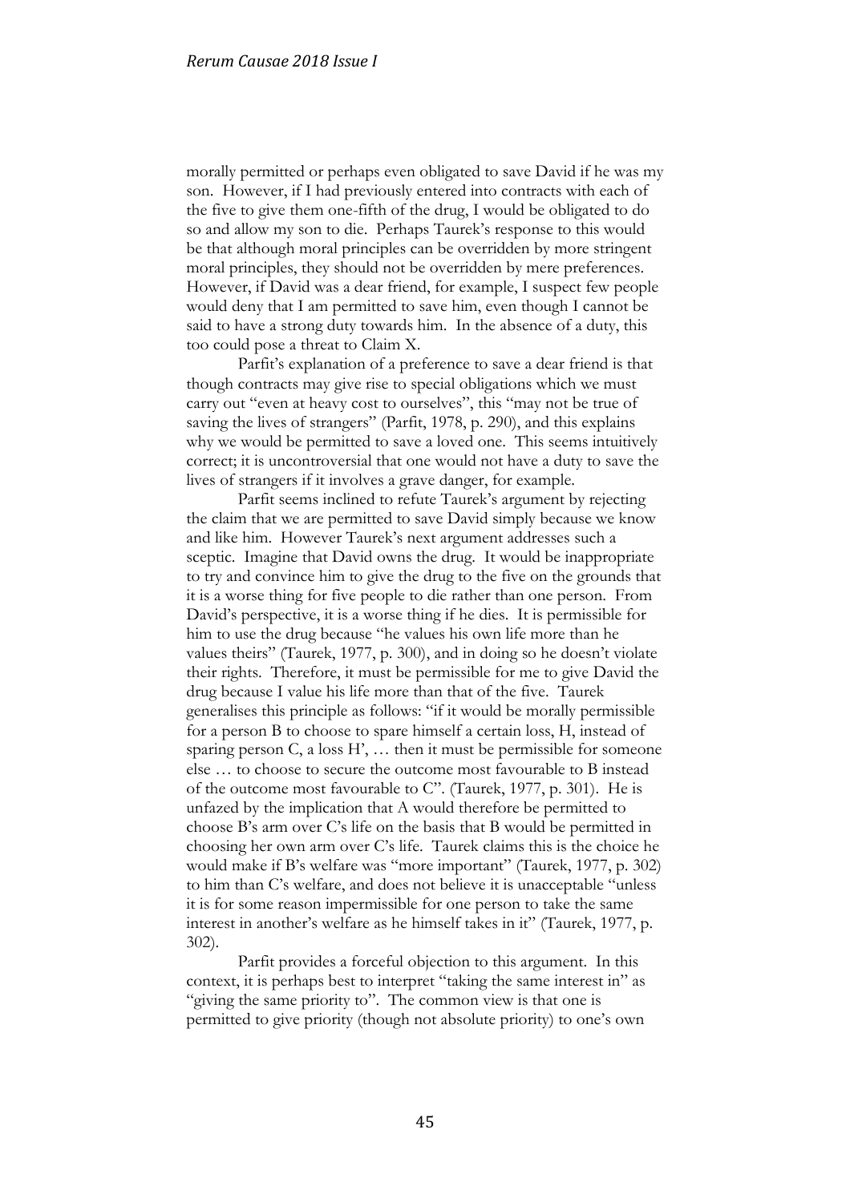morally permitted or perhaps even obligated to save David if he was my son. However, if I had previously entered into contracts with each of the five to give them one-fifth of the drug, I would be obligated to do so and allow my son to die. Perhaps Taurek's response to this would be that although moral principles can be overridden by more stringent moral principles, they should not be overridden by mere preferences. However, if David was a dear friend, for example, I suspect few people would deny that I am permitted to save him, even though I cannot be said to have a strong duty towards him. In the absence of a duty, this too could pose a threat to Claim X.

Parfit's explanation of a preference to save a dear friend is that though contracts may give rise to special obligations which we must carry out "even at heavy cost to ourselves", this "may not be true of saving the lives of strangers" (Parfit, 1978, p. 290), and this explains why we would be permitted to save a loved one. This seems intuitively correct; it is uncontroversial that one would not have a duty to save the lives of strangers if it involves a grave danger, for example.

Parfit seems inclined to refute Taurek's argument by rejecting the claim that we are permitted to save David simply because we know and like him. However Taurek's next argument addresses such a sceptic. Imagine that David owns the drug. It would be inappropriate to try and convince him to give the drug to the five on the grounds that it is a worse thing for five people to die rather than one person. From David's perspective, it is a worse thing if he dies. It is permissible for him to use the drug because "he values his own life more than he values theirs" (Taurek, 1977, p. 300), and in doing so he doesn't violate their rights. Therefore, it must be permissible for me to give David the drug because I value his life more than that of the five. Taurek generalises this principle as follows: "if it would be morally permissible for a person B to choose to spare himself a certain loss, H, instead of sparing person C, a loss H', … then it must be permissible for someone else … to choose to secure the outcome most favourable to B instead of the outcome most favourable to C". (Taurek, 1977, p. 301). He is unfazed by the implication that A would therefore be permitted to choose B's arm over C's life on the basis that B would be permitted in choosing her own arm over C's life. Taurek claims this is the choice he would make if B's welfare was "more important" (Taurek, 1977, p. 302) to him than C's welfare, and does not believe it is unacceptable "unless it is for some reason impermissible for one person to take the same interest in another's welfare as he himself takes in it" (Taurek, 1977, p. 302).

Parfit provides a forceful objection to this argument. In this context, it is perhaps best to interpret "taking the same interest in" as "giving the same priority to". The common view is that one is permitted to give priority (though not absolute priority) to one's own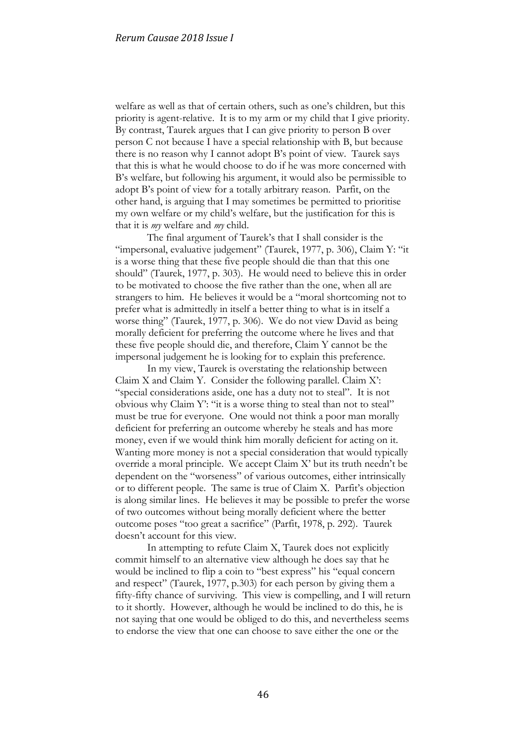welfare as well as that of certain others, such as one's children, but this priority is agent-relative. It is to my arm or my child that I give priority. By contrast, Taurek argues that I can give priority to person B over person C not because I have a special relationship with B, but because there is no reason why I cannot adopt B's point of view. Taurek says that this is what he would choose to do if he was more concerned with B's welfare, but following his argument, it would also be permissible to adopt B's point of view for a totally arbitrary reason. Parfit, on the other hand, is arguing that I may sometimes be permitted to prioritise my own welfare or my child's welfare, but the justification for this is that it is *my* welfare and *my* child.

The final argument of Taurek's that I shall consider is the "impersonal, evaluative judgement" (Taurek, 1977, p. 306), Claim Y: "it is a worse thing that these five people should die than that this one should" (Taurek, 1977, p. 303). He would need to believe this in order to be motivated to choose the five rather than the one, when all are strangers to him. He believes it would be a "moral shortcoming not to prefer what is admittedly in itself a better thing to what is in itself a worse thing" (Taurek, 1977, p. 306). We do not view David as being morally deficient for preferring the outcome where he lives and that these five people should die, and therefore, Claim Y cannot be the impersonal judgement he is looking for to explain this preference.

In my view, Taurek is overstating the relationship between Claim X and Claim Y. Consider the following parallel. Claim X': "special considerations aside, one has a duty not to steal". It is not obvious why Claim Y': "it is a worse thing to steal than not to steal" must be true for everyone. One would not think a poor man morally deficient for preferring an outcome whereby he steals and has more money, even if we would think him morally deficient for acting on it. Wanting more money is not a special consideration that would typically override a moral principle. We accept Claim X' but its truth needn't be dependent on the "worseness" of various outcomes, either intrinsically or to different people. The same is true of Claim X. Parfit's objection is along similar lines. He believes it may be possible to prefer the worse of two outcomes without being morally deficient where the better outcome poses "too great a sacrifice" (Parfit, 1978, p. 292). Taurek doesn't account for this view.

In attempting to refute Claim X, Taurek does not explicitly commit himself to an alternative view although he does say that he would be inclined to flip a coin to "best express" his "equal concern and respect" (Taurek, 1977, p.303) for each person by giving them a fifty-fifty chance of surviving. This view is compelling, and I will return to it shortly. However, although he would be inclined to do this, he is not saying that one would be obliged to do this, and nevertheless seems to endorse the view that one can choose to save either the one or the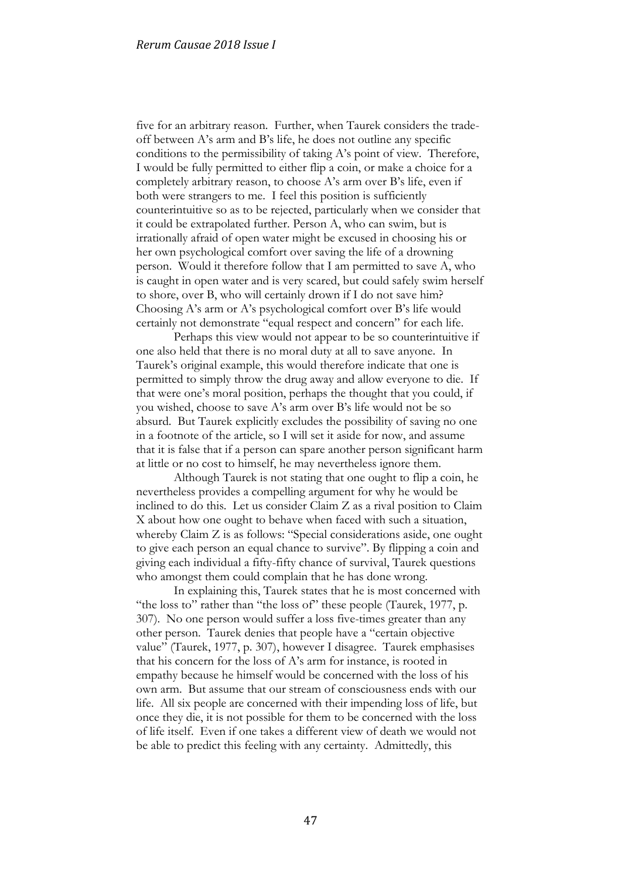five for an arbitrary reason. Further, when Taurek considers the trade-off between A's arm and B's life, he does not outline any specific conditions to the permissibility of taking A's point of view. Therefore, I would be fully permitted to either flip a coin, or make a choice for a completely arbitrary reason, to choose A's arm over B's life, even if both were strangers to me. I feel this position is sufficiently counterintuitive so as to be rejected, particularly when we consider that it could be extrapolated further. Person A, who can swim, but is irrationally afraid of open water might be excused in choosing his or her own psychological comfort over saving the life of a drowning person. Would it therefore follow that I am permitted to save A, who is caught in open water and is very scared, but could safely swim herself to shore, over B, who will certainly drown if I do not save him? Choosing A's arm or A's psychological comfort over B's life would certainly not demonstrate "equal respect and concern" for each life.

Perhaps this view would not appear to be so counterintuitive if one also held that there is no moral duty at all to save anyone. In Taurek's original example, this would therefore indicate that one is permitted to simply throw the drug away and allow everyone to die. If that were one's moral position, perhaps the thought that you could, if you wished, choose to save A's arm over B's life would not be so absurd. But Taurek explicitly excludes the possibility of saving no one in a footnote of the article, so I will set it aside for now, and assume that it is false that if a person can spare another person significant harm at little or no cost to himself, he may nevertheless ignore them.

Although Taurek is not stating that one ought to flip a coin, he nevertheless provides a compelling argument for why he would be inclined to do this. Let us consider Claim Z as a rival position to Claim X about how one ought to behave when faced with such a situation, whereby Claim Z is as follows: "Special considerations aside, one ought to give each person an equal chance to survive". By flipping a coin and giving each individual a fifty-fifty chance of survival, Taurek questions who amongst them could complain that he has done wrong.

In explaining this, Taurek states that he is most concerned with "the loss to" rather than "the loss of" these people (Taurek, 1977, p. 307). No one person would suffer a loss five-times greater than any other person. Taurek denies that people have a "certain objective value" (Taurek, 1977, p. 307), however I disagree. Taurek emphasises that his concern for the loss of A's arm for instance, is rooted in empathy because he himself would be concerned with the loss of his own arm. But assume that our stream of consciousness ends with our life. All six people are concerned with their impending loss of life, but once they die, it is not possible for them to be concerned with the loss of life itself. Even if one takes a different view of death we would not be able to predict this feeling with any certainty. Admittedly, this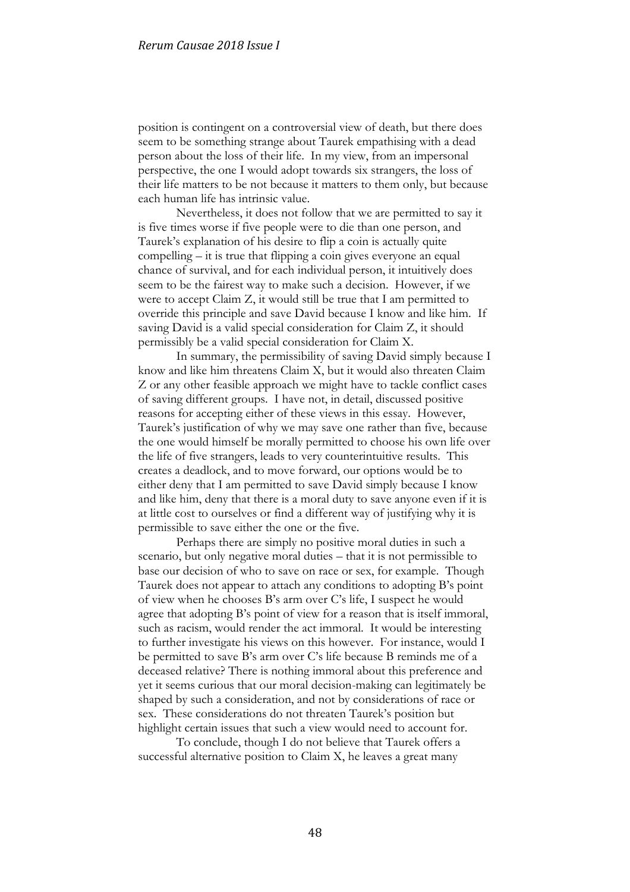position is contingent on a controversial view of death, but there does seem to be something strange about Taurek empathising with a dead person about the loss of their life. In my view, from an impersonal perspective, the one I would adopt towards six strangers, the loss of their life matters to be not because it matters to them only, but because each human life has intrinsic value.

Nevertheless, it does not follow that we are permitted to say it is five times worse if five people were to die than one person, and Taurek's explanation of his desire to flip a coin is actually quite compelling – it is true that flipping a coin gives everyone an equal chance of survival, and for each individual person, it intuitively does seem to be the fairest way to make such a decision. However, if we were to accept Claim Z, it would still be true that I am permitted to override this principle and save David because I know and like him. If saving David is a valid special consideration for Claim Z, it should permissibly be a valid special consideration for Claim X.

In summary, the permissibility of saving David simply because I know and like him threatens Claim X, but it would also threaten Claim Z or any other feasible approach we might have to tackle conflict cases of saving different groups. I have not, in detail, discussed positive reasons for accepting either of these views in this essay. However, Taurek's justification of why we may save one rather than five, because the one would himself be morally permitted to choose his own life over the life of five strangers, leads to very counterintuitive results. This creates a deadlock, and to move forward, our options would be to either deny that I am permitted to save David simply because I know and like him, deny that there is a moral duty to save anyone even if it is at little cost to ourselves or find a different way of justifying why it is permissible to save either the one or the five.

Perhaps there are simply no positive moral duties in such a scenario, but only negative moral duties – that it is not permissible to base our decision of who to save on race or sex, for example. Though Taurek does not appear to attach any conditions to adopting B's point of view when he chooses B's arm over C's life, I suspect he would agree that adopting B's point of view for a reason that is itself immoral, such as racism, would render the act immoral. It would be interesting to further investigate his views on this however. For instance, would I be permitted to save B's arm over C's life because B reminds me of a deceased relative? There is nothing immoral about this preference and yet it seems curious that our moral decision-making can legitimately be shaped by such a consideration, and not by considerations of race or sex. These considerations do not threaten Taurek's position but highlight certain issues that such a view would need to account for.

To conclude, though I do not believe that Taurek offers a successful alternative position to Claim X, he leaves a great many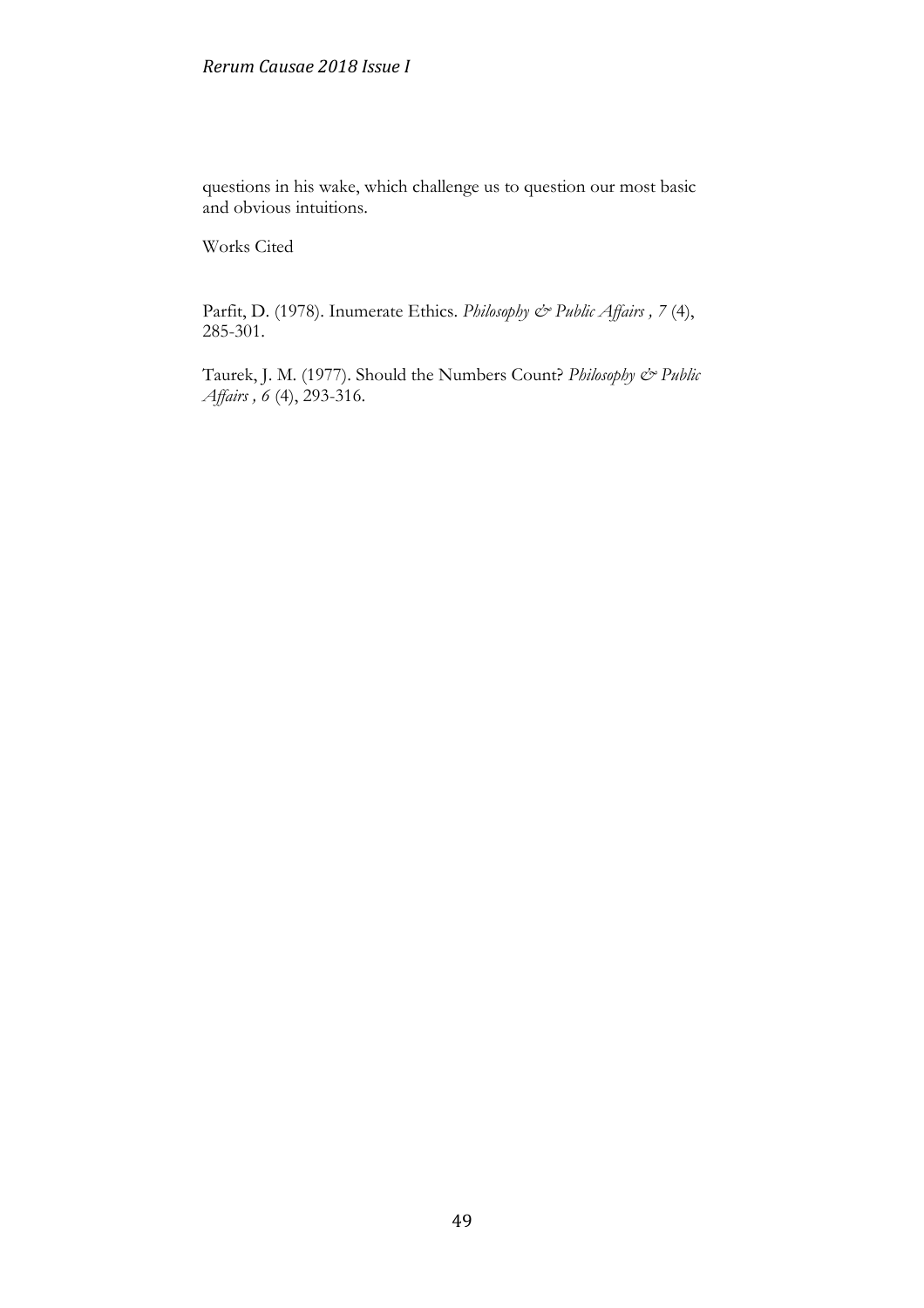questions in his wake, which challenge us to question our most basic and obvious intuitions.

Works Cited

Parfit, D. (1978). Inumerate Ethics. *Philosophy & Public Affairs , 7* (4), 285-301.

Taurek, J. M. (1977). Should the Numbers Count? *Philosophy & Public Affairs , 6* (4), 293-316.